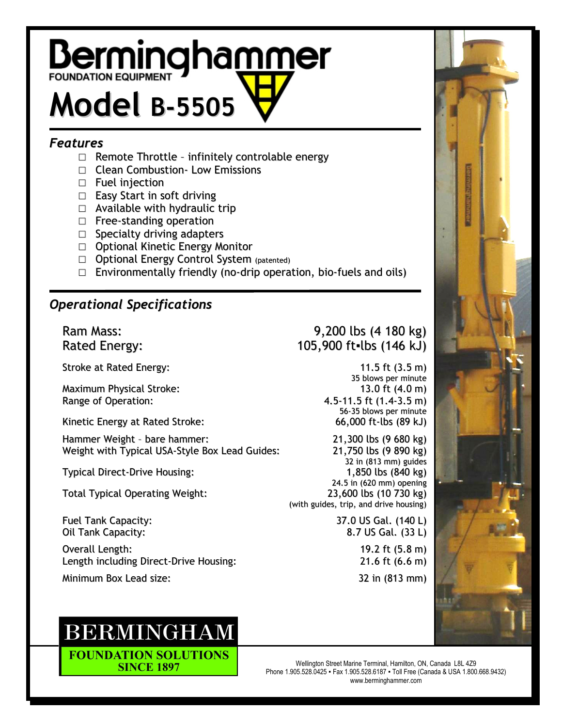# Berminghammer

FOUNDATION EQUIPMENT

# Model B-5505

## *Features*

- Remote Throttle – infinitely controlable energy
- Clean Combustion- Low Emissions
- Fuel injection
- Easy Start in soft driving
- Available with hydraulic trip
- Free-standing operation
- Specialty driving adapters
- Optional Kinetic Energy Monitor
- Optional Energy Control System (patented)
- Environmentally friendly (no-drip operation, bio-fuels and oils)

## *Operational Specifications*

| | |
|---|---|
| **Ram Mass:** | **9,200 lbs (4 180 kg)** |
| **Rated Energy:** | **105,900 ft▪lbs (146 kJ)** |
| Stroke at Rated Energy: | 11.5 ft (3.5 m)<br>35 blows per minute |
| Maximum Physical Stroke: | 13.0 ft (4.0 m) |
| Range of Operation: | 4.5-11.5 ft (1.4-3.5 m)<br>56-35 blows per minute |
| Kinetic Energy at Rated Stroke: | 66,000 ft-lbs (89 kJ) |
| Hammer Weight – bare hammer: | 21,300 lbs (9 680 kg) |
| Weight with Typical USA-Style Box Lead Guides: | 21,750 lbs (9 890 kg)<br>32 in (813 mm) guides |
| Typical Direct-Drive Housing: | 1,850 lbs (840 kg)<br>24.5 in (620 mm) opening |
| Total Typical Operating Weight: | 23,600 lbs (10 730 kg)<br>(with guides, trip, and drive housing) |
| Fuel Tank Capacity: | 37.0 US Gal. (140 L) |
| Oil Tank Capacity: | 8.7 US Gal. (33 L) |
| Overall Length: | 19.2 ft (5.8 m) |
| Length including Direct-Drive Housing: | 21.6 ft (6.6 m) |
| Minimum Box Lead size: | 32 in (813 mm) |

**BERMINGHAM**
**FOUNDATION SOLUTIONS SINCE 1897**

Wellington Street Marine Terminal, Hamilton, ON, Canada L8L 4Z9
Phone 1.905.528.0425 ▪ Fax 1.905.528.6187 ▪ Toll Free (Canada & USA 1.800.668.9432)
www.berminghammer.com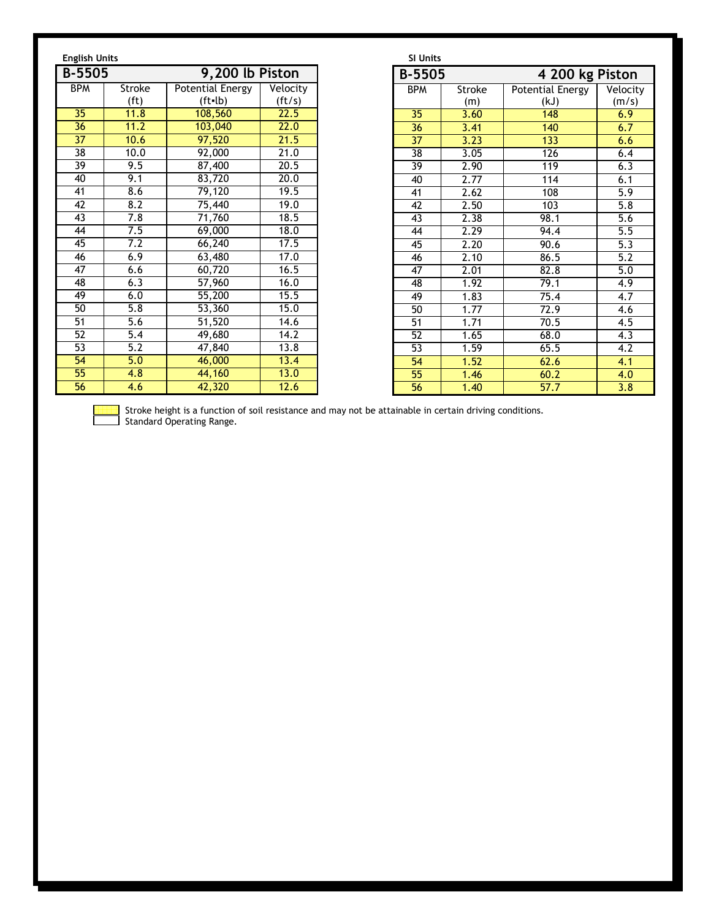**English Units**

| B-5505 | | 9,200 lb Piston | |
|---|---|---|---|
| BPM | Stroke (ft) | Potential Energy (ft•lb) | Velocity (ft/s) |
| 35 | 11.8 | 108,560 | 22.5 |
| 36 | 11.2 | 103,040 | 22.0 |
| 37 | 10.6 | 97,520 | 21.5 |
| 38 | 10.0 | 92,000 | 21.0 |
| 39 | 9.5 | 87,400 | 20.5 |
| 40 | 9.1 | 83,720 | 20.0 |
| 41 | 8.6 | 79,120 | 19.5 |
| 42 | 8.2 | 75,440 | 19.0 |
| 43 | 7.8 | 71,760 | 18.5 |
| 44 | 7.5 | 69,000 | 18.0 |
| 45 | 7.2 | 66,240 | 17.5 |
| 46 | 6.9 | 63,480 | 17.0 |
| 47 | 6.6 | 60,720 | 16.5 |
| 48 | 6.3 | 57,960 | 16.0 |
| 49 | 6.0 | 55,200 | 15.5 |
| 50 | 5.8 | 53,360 | 15.0 |
| 51 | 5.6 | 51,520 | 14.6 |
| 52 | 5.4 | 49,680 | 14.2 |
| 53 | 5.2 | 47,840 | 13.8 |
| 54 | 5.0 | 46,000 | 13.4 |
| 55 | 4.8 | 44,160 | 13.0 |
| 56 | 4.6 | 42,320 | 12.6 |

**SI Units**

| B-5505 | | 4 200 kg Piston | |
|---|---|---|---|
| BPM | Stroke (m) | Potential Energy (kJ) | Velocity (m/s) |
| 35 | 3.60 | 148 | 6.9 |
| 36 | 3.41 | 140 | 6.7 |
| 37 | 3.23 | 133 | 6.6 |
| 38 | 3.05 | 126 | 6.4 |
| 39 | 2.90 | 119 | 6.3 |
| 40 | 2.77 | 114 | 6.1 |
| 41 | 2.62 | 108 | 5.9 |
| 42 | 2.50 | 103 | 5.8 |
| 43 | 2.38 | 98.1 | 5.6 |
| 44 | 2.29 | 94.4 | 5.5 |
| 45 | 2.20 | 90.6 | 5.3 |
| 46 | 2.10 | 86.5 | 5.2 |
| 47 | 2.01 | 82.8 | 5.0 |
| 48 | 1.92 | 79.1 | 4.9 |
| 49 | 1.83 | 75.4 | 4.7 |
| 50 | 1.77 | 72.9 | 4.6 |
| 51 | 1.71 | 70.5 | 4.5 |
| 52 | 1.65 | 68.0 | 4.3 |
| 53 | 1.59 | 65.5 | 4.2 |
| 54 | 1.52 | 62.6 | 4.1 |
| 55 | 1.46 | 60.2 | 4.0 |
| 56 | 1.40 | 57.7 | 3.8 |

(Yellow) Stroke height is a function of soil resistance and may not be attainable in certain driving conditions.
(White) Standard Operating Range.